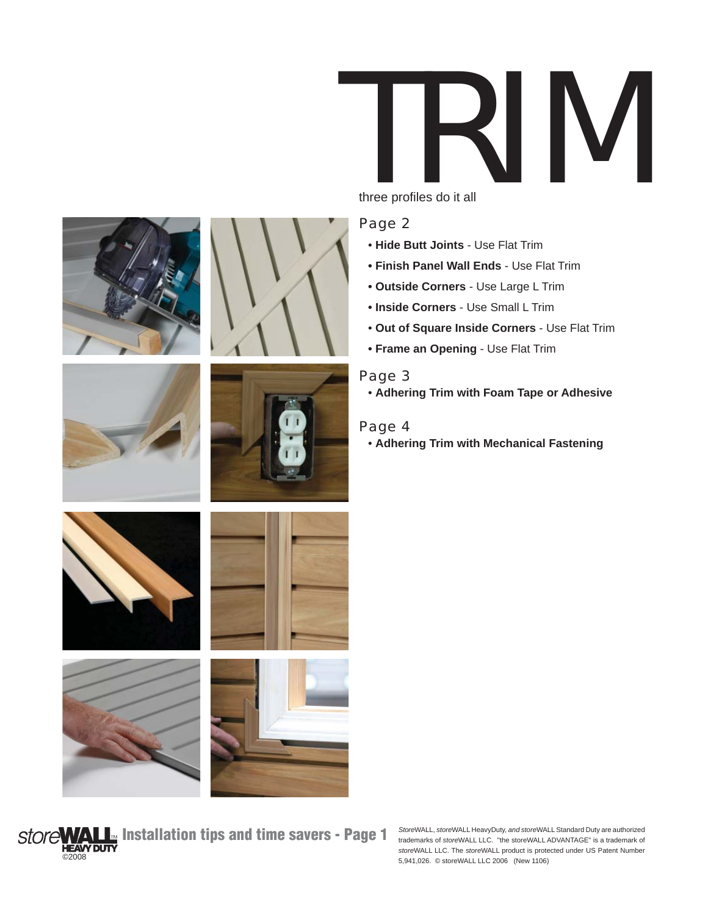# TRIM

three profiles do it all

## Page 2

- **Hide Butt Joints** - Use Flat Trim
- **Finish Panel Wall Ends** - Use Flat Trim
- **Outside Corners** - Use Large L Trim
- **Inside Corners** - Use Small L Trim
- **Out of Square Inside Corners** - Use Flat Trim
- **Frame an Opening** - Use Flat Trim

## Page 3

- **Adhering Trim with Foam Tape or Adhesive**

## Page 4

- **Adhering Trim with Mechanical Fastening**

storeWALL™ HEAVY DUTY ©2008 **Installation tips and time savers - Page 1**

*Store*WALL, *store*WALL HeavyDuty, *and store*WALL Standard Duty are authorized trademarks of *store*WALL LLC. "the storeWALL ADVANTAGE" is a trademark of *store*WALL LLC. The *store*WALL product is protected under US Patent Number 5,941,026. © storeWALL LLC 2006 (New 1106)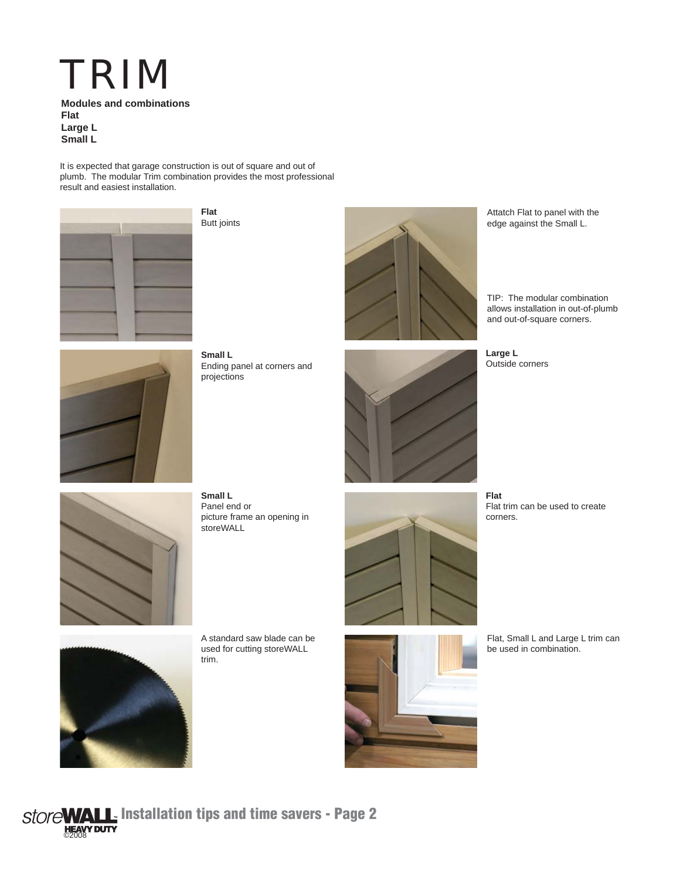# TRIM

**Modules and combinations**
**Flat**
**Large L**
**Small L**

It is expected that garage construction is out of square and out of plumb. The modular Trim combination provides the most professional result and easiest installation.

**Flat**
Butt joints

Attatch Flat to panel with the edge against the Small L.

TIP: The modular combination allows installation in out-of-plumb and out-of-square corners.

**Small L**
Ending panel at corners and projections

**Large L**
Outside corners

**Small L**
Panel end or picture frame an opening in storeWALL

**Flat**
Flat trim can be used to create corners.

A standard saw blade can be used for cutting storeWALL trim.

Flat, Small L and Large L trim can be used in combination.

storeWALL HEAVY DUTY ©2008 Installation tips and time savers - Page 2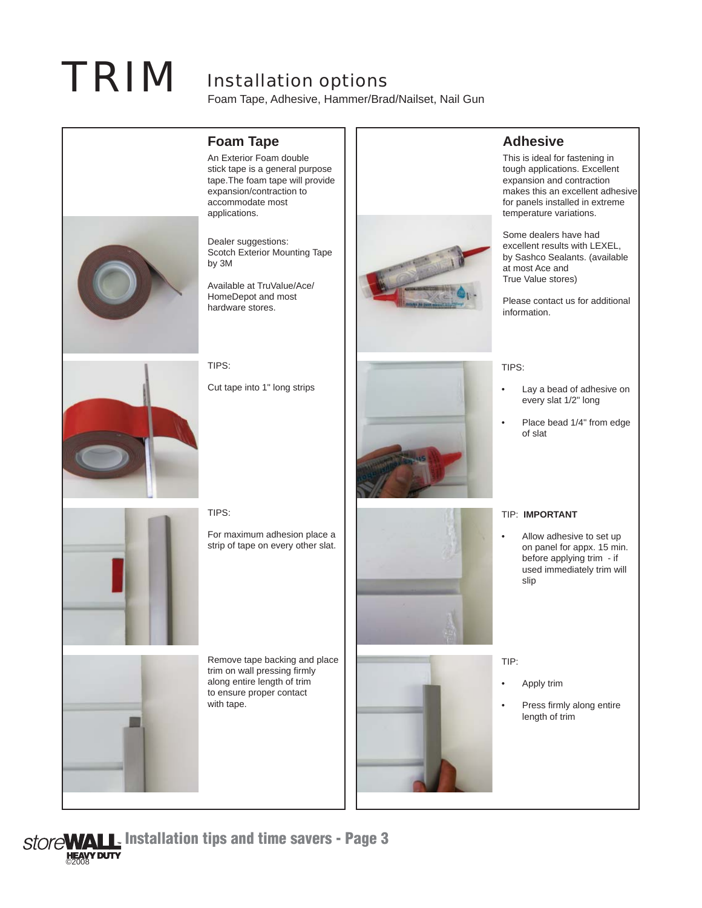# TRIM

## Installation options

Foam Tape, Adhesive, Hammer/Brad/Nailset, Nail Gun

### Foam Tape

An Exterior Foam double stick tape is a general purpose tape.The foam tape will provide expansion/contraction to accommodate most applications.

Dealer suggestions:
Scotch Exterior Mounting Tape by 3M

Available at TruValue/Ace/HomeDepot and most hardware stores.

TIPS:

Cut tape into 1" long strips

TIPS:

For maximum adhesion place a strip of tape on every other slat.

Remove tape backing and place trim on wall pressing firmly along entire length of trim to ensure proper contact with tape.

### Adhesive

This is ideal for fastening in tough applications. Excellent expansion and contraction makes this an excellent adhesive for panels installed in extreme temperature variations.

Some dealers have had excellent results with LEXEL, by Sashco Sealants. (available at most Ace and True Value stores)

Please contact us for additional information.

TIPS:

- Lay a bead of adhesive on every slat 1/2" long
- Place bead 1/4" from edge of slat

TIP: **IMPORTANT**

- Allow adhesive to set up on panel for appx. 15 min. before applying trim - if used immediately trim will slip

TIP:

- Apply trim
- Press firmly along entire length of trim

storeWALL HEAVY DUTY ©2008 Installation tips and time savers - Page 3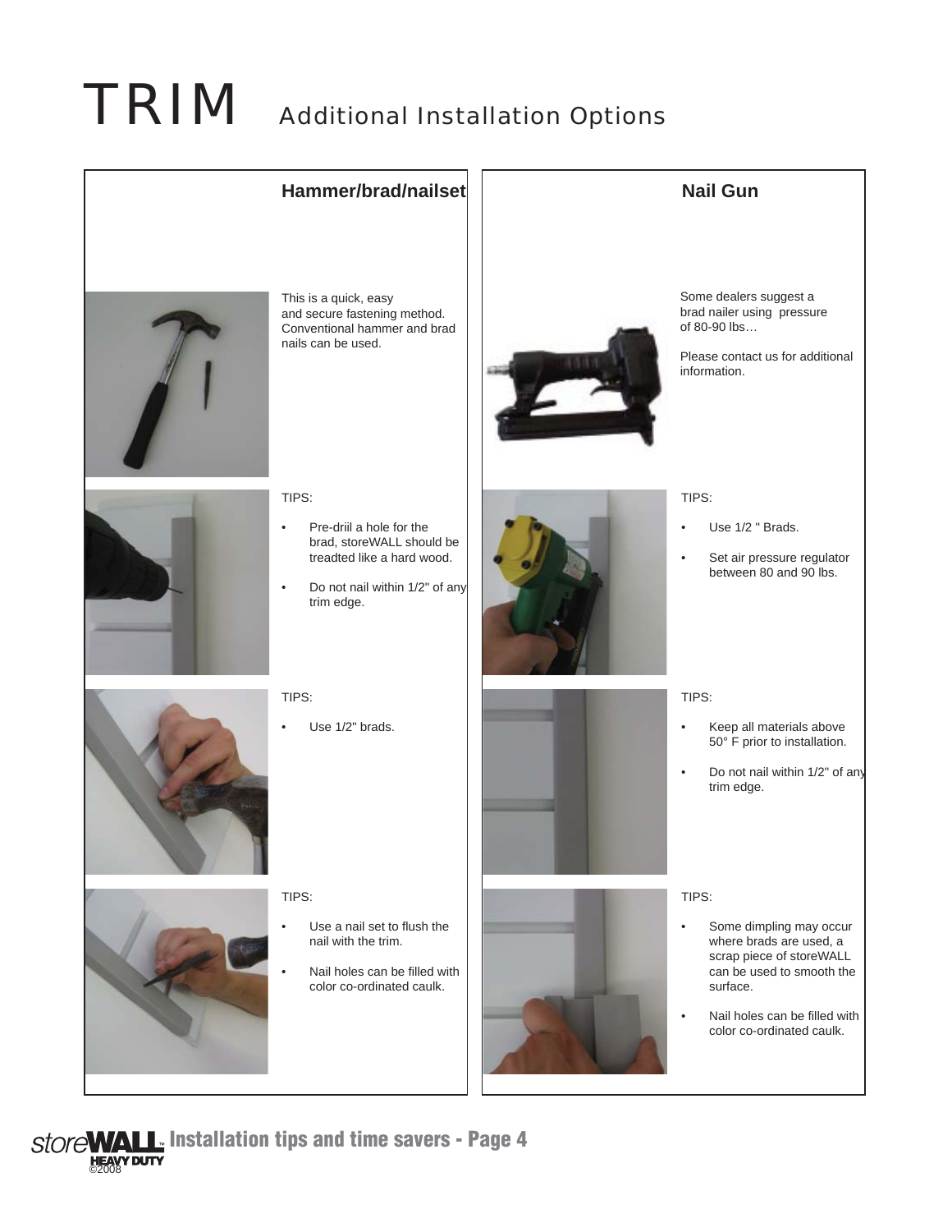# TRIM Additional Installation Options

## Hammer/brad/nailset

This is a quick, easy and secure fastening method. Conventional hammer and brad nails can be used.

TIPS:

- Pre-driil a hole for the brad, storeWALL should be treadted like a hard wood.
- Do not nail within 1/2" of any trim edge.

TIPS:

- Use 1/2" brads.

TIPS:

- Use a nail set to flush the nail with the trim.
- Nail holes can be filled with color co-ordinated caulk.

## Nail Gun

Some dealers suggest a brad nailer using pressure of 80-90 lbs…

Please contact us for additional information.

TIPS:

- Use 1/2 " Brads.
- Set air pressure regulator between 80 and 90 lbs.

TIPS:

- Keep all materials above 50° F prior to installation.
- Do not nail within 1/2" of any trim edge.

TIPS:

- Some dimpling may occur where brads are used, a scrap piece of storeWALL can be used to smooth the surface.
- Nail holes can be filled with color co-ordinated caulk.

storeWALL™ HEAVY DUTY Installation tips and time savers

©2008